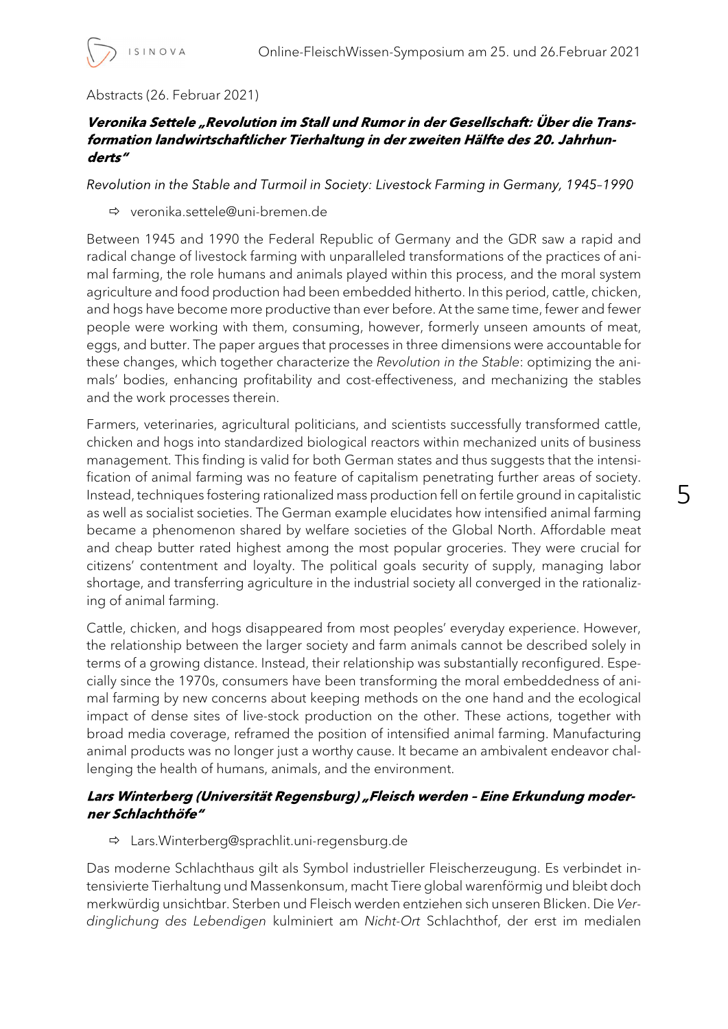Abstracts (26. Februar 2021)

### ***Veronika Settele „Revolution im Stall und Rumor in der Gesellschaft: Über die Transformation landwirtschaftlicher Tierhaltung in der zweiten Hälfte des 20. Jahrhunderts"***

*Revolution in the Stable and Turmoil in Society: Livestock Farming in Germany, 1945–1990*

⇨ veronika.settele@uni-bremen.de

Between 1945 and 1990 the Federal Republic of Germany and the GDR saw a rapid and radical change of livestock farming with unparalleled transformations of the practices of animal farming, the role humans and animals played within this process, and the moral system agriculture and food production had been embedded hitherto. In this period, cattle, chicken, and hogs have become more productive than ever before. At the same time, fewer and fewer people were working with them, consuming, however, formerly unseen amounts of meat, eggs, and butter. The paper argues that processes in three dimensions were accountable for these changes, which together characterize the *Revolution in the Stable*: optimizing the animals' bodies, enhancing profitability and cost-effectiveness, and mechanizing the stables and the work processes therein.

Farmers, veterinaries, agricultural politicians, and scientists successfully transformed cattle, chicken and hogs into standardized biological reactors within mechanized units of business management. This finding is valid for both German states and thus suggests that the intensification of animal farming was no feature of capitalism penetrating further areas of society. Instead, techniques fostering rationalized mass production fell on fertile ground in capitalistic as well as socialist societies. The German example elucidates how intensified animal farming became a phenomenon shared by welfare societies of the Global North. Affordable meat and cheap butter rated highest among the most popular groceries. They were crucial for citizens' contentment and loyalty. The political goals security of supply, managing labor shortage, and transferring agriculture in the industrial society all converged in the rationalizing of animal farming.

Cattle, chicken, and hogs disappeared from most peoples' everyday experience. However, the relationship between the larger society and farm animals cannot be described solely in terms of a growing distance. Instead, their relationship was substantially reconfigured. Especially since the 1970s, consumers have been transforming the moral embeddedness of animal farming by new concerns about keeping methods on the one hand and the ecological impact of dense sites of live-stock production on the other. These actions, together with broad media coverage, reframed the position of intensified animal farming. Manufacturing animal products was no longer just a worthy cause. It became an ambivalent endeavor challenging the health of humans, animals, and the environment.

### ***Lars Winterberg (Universität Regensburg) „Fleisch werden – Eine Erkundung moderner Schlachthöfe"***

⇨ Lars.Winterberg@sprachlit.uni-regensburg.de

Das moderne Schlachthaus gilt als Symbol industrieller Fleischerzeugung. Es verbindet intensivierte Tierhaltung und Massenkonsum, macht Tiere global warenförmig und bleibt doch merkwürdig unsichtbar. Sterben und Fleisch werden entziehen sich unseren Blicken. Die *Verdinglichung des Lebendigen* kulminiert am *Nicht-Ort* Schlachthof, der erst im medialen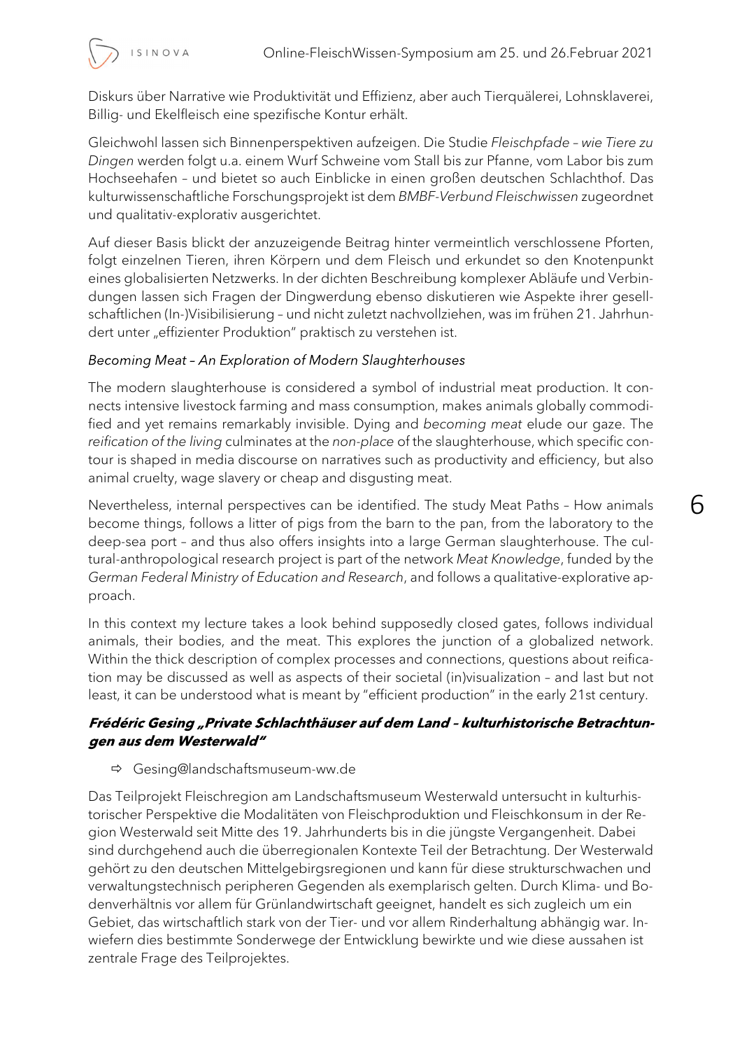Diskurs über Narrative wie Produktivität und Effizienz, aber auch Tierquälerei, Lohnsklaverei, Billig- und Ekelfleisch eine spezifische Kontur erhält.

Gleichwohl lassen sich Binnenperspektiven aufzeigen. Die Studie *Fleischpfade – wie Tiere zu Dingen* werden folgt u.a. einem Wurf Schweine vom Stall bis zur Pfanne, vom Labor bis zum Hochseehafen – und bietet so auch Einblicke in einen großen deutschen Schlachthof. Das kulturwissenschaftliche Forschungsprojekt ist dem *BMBF-Verbund Fleischwissen* zugeordnet und qualitativ-explorativ ausgerichtet.

Auf dieser Basis blickt der anzuzeigende Beitrag hinter vermeintlich verschlossene Pforten, folgt einzelnen Tieren, ihren Körpern und dem Fleisch und erkundet so den Knotenpunkt eines globalisierten Netzwerks. In der dichten Beschreibung komplexer Abläufe und Verbindungen lassen sich Fragen der Dingwerdung ebenso diskutieren wie Aspekte ihrer gesellschaftlichen (In-)Visibilisierung – und nicht zuletzt nachvollziehen, was im frühen 21. Jahrhundert unter „effizienter Produktion" praktisch zu verstehen ist.

*Becoming Meat – An Exploration of Modern Slaughterhouses*

The modern slaughterhouse is considered a symbol of industrial meat production. It connects intensive livestock farming and mass consumption, makes animals globally commodified and yet remains remarkably invisible. Dying and *becoming meat* elude our gaze. The *reification of the living* culminates at the *non-place* of the slaughterhouse, which specific contour is shaped in media discourse on narratives such as productivity and efficiency, but also animal cruelty, wage slavery or cheap and disgusting meat.

Nevertheless, internal perspectives can be identified. The study Meat Paths – How animals become things, follows a litter of pigs from the barn to the pan, from the laboratory to the deep-sea port – and thus also offers insights into a large German slaughterhouse. The cultural-anthropological research project is part of the network *Meat Knowledge*, funded by the *German Federal Ministry of Education and Research*, and follows a qualitative-explorative approach.

In this context my lecture takes a look behind supposedly closed gates, follows individual animals, their bodies, and the meat. This explores the junction of a globalized network. Within the thick description of complex processes and connections, questions about reification may be discussed as well as aspects of their societal (in)visualization – and last but not least, it can be understood what is meant by "efficient production" in the early 21st century.

### Frédéric Gesing „Private Schlachthäuser auf dem Land – kulturhistorische Betrachtungen aus dem Westerwald"

- ⇨ Gesing@landschaftsmuseum-ww.de

Das Teilprojekt Fleischregion am Landschaftsmuseum Westerwald untersucht in kulturhistorischer Perspektive die Modalitäten von Fleischproduktion und Fleischkonsum in der Region Westerwald seit Mitte des 19. Jahrhunderts bis in die jüngste Vergangenheit. Dabei sind durchgehend auch die überregionalen Kontexte Teil der Betrachtung. Der Westerwald gehört zu den deutschen Mittelgebirgsregionen und kann für diese strukturschwachen und verwaltungstechnisch peripheren Gegenden als exemplarisch gelten. Durch Klima- und Bodenverhältnis vor allem für Grünlandwirtschaft geeignet, handelt es sich zugleich um ein Gebiet, das wirtschaftlich stark von der Tier- und vor allem Rinderhaltung abhängig war. Inwiefern dies bestimmte Sonderwege der Entwicklung bewirkte und wie diese aussahen ist zentrale Frage des Teilprojektes.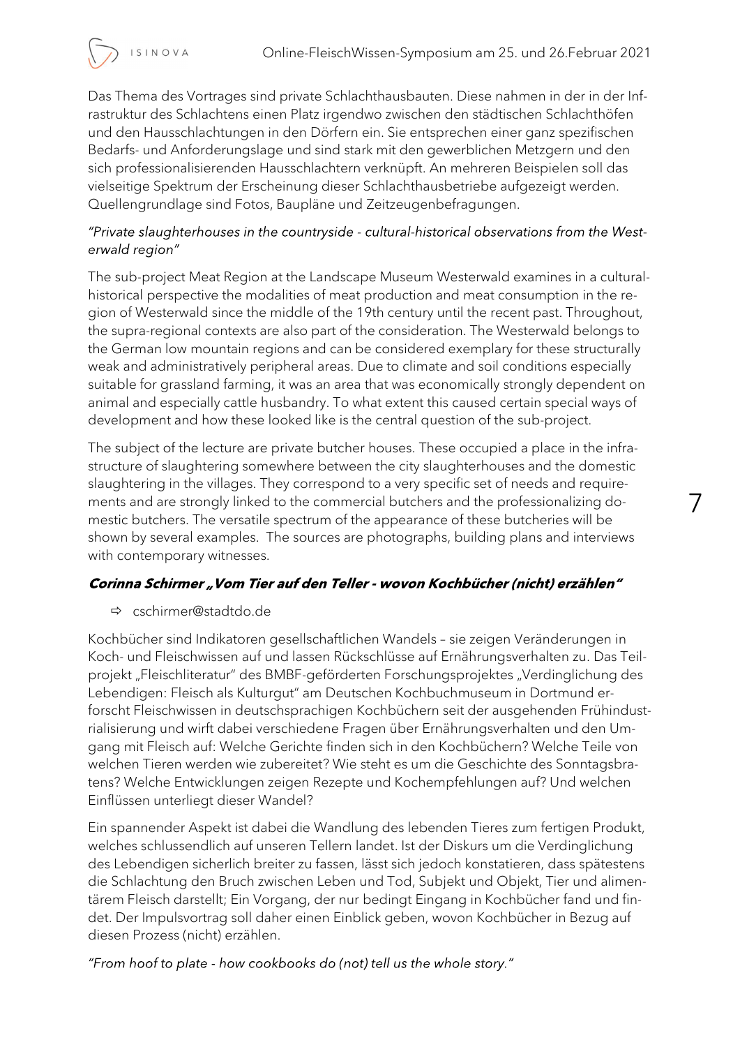Das Thema des Vortrages sind private Schlachthausbauten. Diese nahmen in der in der Infrastruktur des Schlachtens einen Platz irgendwo zwischen den städtischen Schlachthöfen und den Hausschlachtungen in den Dörfern ein. Sie entsprechen einer ganz spezifischen Bedarfs- und Anforderungslage und sind stark mit den gewerblichen Metzgern und den sich professionalisierenden Hausschlachtern verknüpft. An mehreren Beispielen soll das vielseitige Spektrum der Erscheinung dieser Schlachthausbetriebe aufgezeigt werden. Quellengrundlage sind Fotos, Baupläne und Zeitzeugenbefragungen.

*"Private slaughterhouses in the countryside - cultural-historical observations from the Westerwald region"*

The sub-project Meat Region at the Landscape Museum Westerwald examines in a cultural-historical perspective the modalities of meat production and meat consumption in the region of Westerwald since the middle of the 19th century until the recent past. Throughout, the supra-regional contexts are also part of the consideration. The Westerwald belongs to the German low mountain regions and can be considered exemplary for these structurally weak and administratively peripheral areas. Due to climate and soil conditions especially suitable for grassland farming, it was an area that was economically strongly dependent on animal and especially cattle husbandry. To what extent this caused certain special ways of development and how these looked like is the central question of the sub-project.

The subject of the lecture are private butcher houses. These occupied a place in the infrastructure of slaughtering somewhere between the city slaughterhouses and the domestic slaughtering in the villages. They correspond to a very specific set of needs and requirements and are strongly linked to the commercial butchers and the professionalizing domestic butchers. The versatile spectrum of the appearance of these butcheries will be shown by several examples. The sources are photographs, building plans and interviews with contemporary witnesses.

### ***Corinna Schirmer „Vom Tier auf den Teller - wovon Kochbücher (nicht) erzählen"***

- ⇨ cschirmer@stadtdo.de

Kochbücher sind Indikatoren gesellschaftlichen Wandels – sie zeigen Veränderungen in Koch- und Fleischwissen auf und lassen Rückschlüsse auf Ernährungsverhalten zu. Das Teilprojekt „Fleischliteratur" des BMBF-geförderten Forschungsprojektes „Verdinglichung des Lebendigen: Fleisch als Kulturgut" am Deutschen Kochbuchmuseum in Dortmund erforscht Fleischwissen in deutschsprachigen Kochbüchern seit der ausgehenden Frühindustrialisierung und wirft dabei verschiedene Fragen über Ernährungsverhalten und den Umgang mit Fleisch auf: Welche Gerichte finden sich in den Kochbüchern? Welche Teile von welchen Tieren werden wie zubereitet? Wie steht es um die Geschichte des Sonntagsbratens? Welche Entwicklungen zeigen Rezepte und Kochempfehlungen auf? Und welchen Einflüssen unterliegt dieser Wandel?

Ein spannender Aspekt ist dabei die Wandlung des lebenden Tieres zum fertigen Produkt, welches schlussendlich auf unseren Tellern landet. Ist der Diskurs um die Verdinglichung des Lebendigen sicherlich breiter zu fassen, lässt sich jedoch konstatieren, dass spätestens die Schlachtung den Bruch zwischen Leben und Tod, Subjekt und Objekt, Tier und alimentärem Fleisch darstellt; Ein Vorgang, der nur bedingt Eingang in Kochbücher fand und findet. Der Impulsvortrag soll daher einen Einblick geben, wovon Kochbücher in Bezug auf diesen Prozess (nicht) erzählen.

*"From hoof to plate - how cookbooks do (not) tell us the whole story."*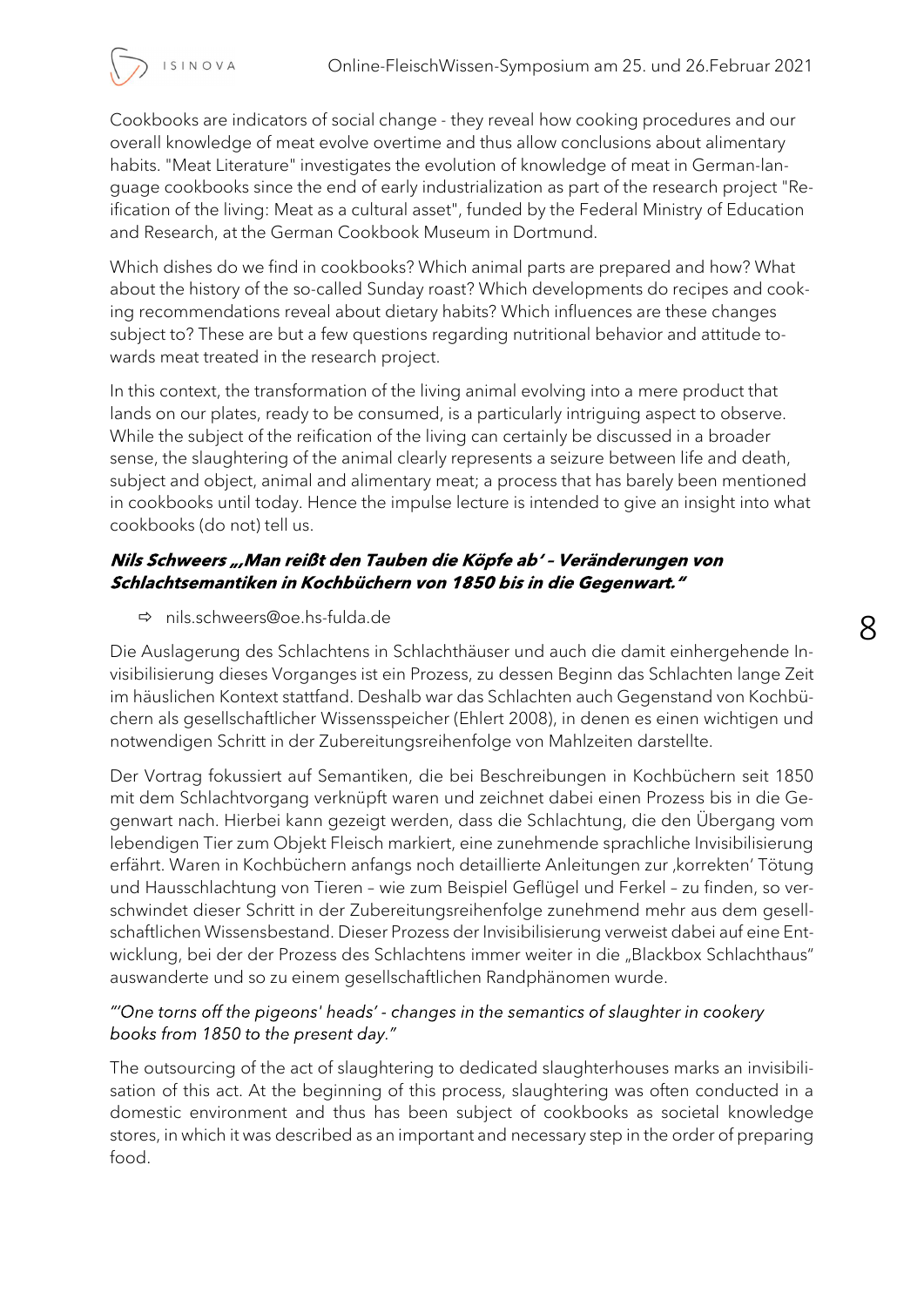Cookbooks are indicators of social change - they reveal how cooking procedures and our overall knowledge of meat evolve overtime and thus allow conclusions about alimentary habits. "Meat Literature" investigates the evolution of knowledge of meat in German-language cookbooks since the end of early industrialization as part of the research project "Reification of the living: Meat as a cultural asset", funded by the Federal Ministry of Education and Research, at the German Cookbook Museum in Dortmund.

Which dishes do we find in cookbooks? Which animal parts are prepared and how? What about the history of the so-called Sunday roast? Which developments do recipes and cooking recommendations reveal about dietary habits? Which influences are these changes subject to? These are but a few questions regarding nutritional behavior and attitude towards meat treated in the research project.

In this context, the transformation of the living animal evolving into a mere product that lands on our plates, ready to be consumed, is a particularly intriguing aspect to observe. While the subject of the reification of the living can certainly be discussed in a broader sense, the slaughtering of the animal clearly represents a seizure between life and death, subject and object, animal and alimentary meat; a process that has barely been mentioned in cookbooks until today. Hence the impulse lecture is intended to give an insight into what cookbooks (do not) tell us.

### *Nils Schweers „‚Man reißt den Tauben die Köpfe ab' – Veränderungen von Schlachtsemantiken in Kochbüchern von 1850 bis in die Gegenwart."*

- ⇨ nils.schweers@oe.hs-fulda.de

Die Auslagerung des Schlachtens in Schlachthäuser und auch die damit einhergehende Invisibilisierung dieses Vorganges ist ein Prozess, zu dessen Beginn das Schlachten lange Zeit im häuslichen Kontext stattfand. Deshalb war das Schlachten auch Gegenstand von Kochbüchern als gesellschaftlicher Wissensspeicher (Ehlert 2008), in denen es einen wichtigen und notwendigen Schritt in der Zubereitungsreihenfolge von Mahlzeiten darstellte.

Der Vortrag fokussiert auf Semantiken, die bei Beschreibungen in Kochbüchern seit 1850 mit dem Schlachtvorgang verknüpft waren und zeichnet dabei einen Prozess bis in die Gegenwart nach. Hierbei kann gezeigt werden, dass die Schlachtung, die den Übergang vom lebendigen Tier zum Objekt Fleisch markiert, eine zunehmende sprachliche Invisibilisierung erfährt. Waren in Kochbüchern anfangs noch detaillierte Anleitungen zur ‚korrekten' Tötung und Hausschlachtung von Tieren – wie zum Beispiel Geflügel und Ferkel – zu finden, so verschwindet dieser Schritt in der Zubereitungsreihenfolge zunehmend mehr aus dem gesellschaftlichen Wissensbestand. Dieser Prozess der Invisibilisierung verweist dabei auf eine Entwicklung, bei der der Prozess des Schlachtens immer weiter in die „Blackbox Schlachthaus" auswanderte und so zu einem gesellschaftlichen Randphänomen wurde.

*"'One torns off the pigeons' heads' - changes in the semantics of slaughter in cookery books from 1850 to the present day."*

The outsourcing of the act of slaughtering to dedicated slaughterhouses marks an invisibilisation of this act. At the beginning of this process, slaughtering was often conducted in a domestic environment and thus has been subject of cookbooks as societal knowledge stores, in which it was described as an important and necessary step in the order of preparing food.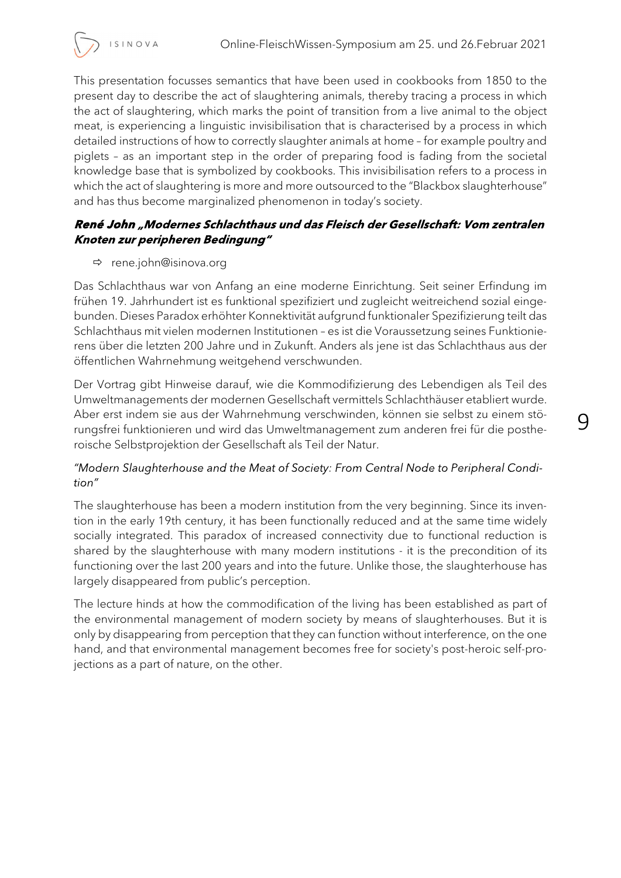This presentation focusses semantics that have been used in cookbooks from 1850 to the present day to describe the act of slaughtering animals, thereby tracing a process in which the act of slaughtering, which marks the point of transition from a live animal to the object meat, is experiencing a linguistic invisibilisation that is characterised by a process in which detailed instructions of how to correctly slaughter animals at home – for example poultry and piglets – as an important step in the order of preparing food is fading from the societal knowledge base that is symbolized by cookbooks. This invisibilisation refers to a process in which the act of slaughtering is more and more outsourced to the "Blackbox slaughterhouse" and has thus become marginalized phenomenon in today's society.

### René John „Modernes Schlachthaus und das Fleisch der Gesellschaft: Vom zentralen Knoten zur peripheren Bedingung"

- ⇨ rene.john@isinova.org

Das Schlachthaus war von Anfang an eine moderne Einrichtung. Seit seiner Erfindung im frühen 19. Jahrhundert ist es funktional spezifiziert und zugleicht weitreichend sozial eingebunden. Dieses Paradox erhöhter Konnektivität aufgrund funktionaler Spezifizierung teilt das Schlachthaus mit vielen modernen Institutionen – es ist die Voraussetzung seines Funktionierens über die letzten 200 Jahre und in Zukunft. Anders als jene ist das Schlachthaus aus der öffentlichen Wahrnehmung weitgehend verschwunden.

Der Vortrag gibt Hinweise darauf, wie die Kommodifizierung des Lebendigen als Teil des Umweltmanagements der modernen Gesellschaft vermittels Schlachthäuser etabliert wurde. Aber erst indem sie aus der Wahrnehmung verschwinden, können sie selbst zu einem störungsfrei funktionieren und wird das Umweltmanagement zum anderen frei für die postheroische Selbstprojektion der Gesellschaft als Teil der Natur.

*"Modern Slaughterhouse and the Meat of Society: From Central Node to Peripheral Condition"*

The slaughterhouse has been a modern institution from the very beginning. Since its invention in the early 19th century, it has been functionally reduced and at the same time widely socially integrated. This paradox of increased connectivity due to functional reduction is shared by the slaughterhouse with many modern institutions - it is the precondition of its functioning over the last 200 years and into the future. Unlike those, the slaughterhouse has largely disappeared from public's perception.

The lecture hinds at how the commodification of the living has been established as part of the environmental management of modern society by means of slaughterhouses. But it is only by disappearing from perception that they can function without interference, on the one hand, and that environmental management becomes free for society's post-heroic self-projections as a part of nature, on the other.